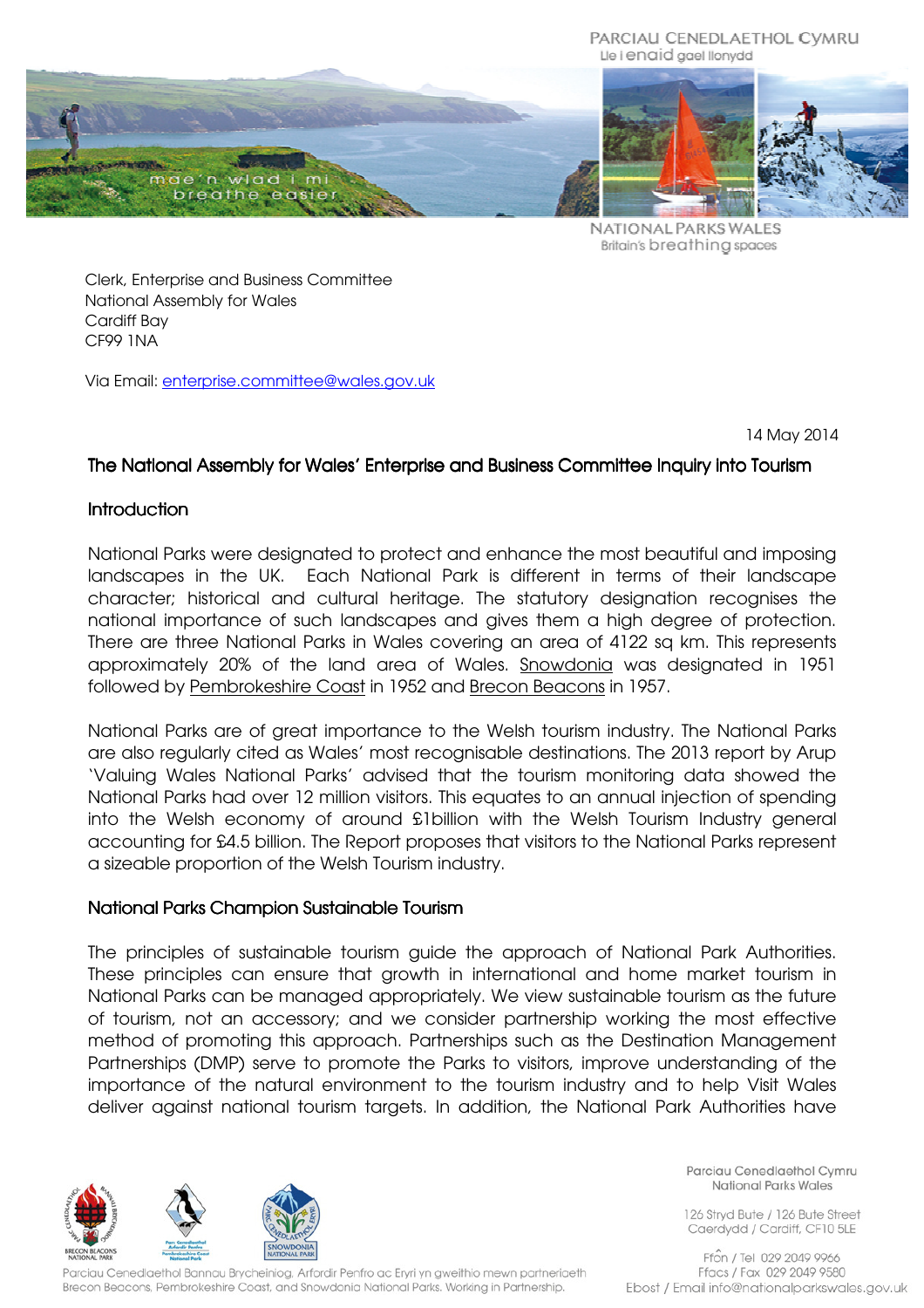Clerk, Enterprise and Business Committee
National Assembly for Wales
Cardiff Bay
CF99 1NA

Via Email: enterprise.committee@wales.gov.uk

14 May 2014

## The National Assembly for Wales' Enterprise and Business Committee Inquiry into Tourism

### Introduction

National Parks were designated to protect and enhance the most beautiful and imposing landscapes in the UK. Each National Park is different in terms of their landscape character; historical and cultural heritage. The statutory designation recognises the national importance of such landscapes and gives them a high degree of protection. There are three National Parks in Wales covering an area of 4122 sq km. This represents approximately 20% of the land area of Wales. Snowdonia was designated in 1951 followed by Pembrokeshire Coast in 1952 and Brecon Beacons in 1957.

National Parks are of great importance to the Welsh tourism industry. The National Parks are also regularly cited as Wales' most recognisable destinations. The 2013 report by Arup 'Valuing Wales National Parks' advised that the tourism monitoring data showed the National Parks had over 12 million visitors. This equates to an annual injection of spending into the Welsh economy of around £1billion with the Welsh Tourism Industry general accounting for £4.5 billion. The Report proposes that visitors to the National Parks represent a sizeable proportion of the Welsh Tourism industry.

### National Parks Champion Sustainable Tourism

The principles of sustainable tourism guide the approach of National Park Authorities. These principles can ensure that growth in international and home market tourism in National Parks can be managed appropriately. We view sustainable tourism as the future of tourism, not an accessory; and we consider partnership working the most effective method of promoting this approach. Partnerships such as the Destination Management Partnerships (DMP) serve to promote the Parks to visitors, improve understanding of the importance of the natural environment to the tourism industry and to help Visit Wales deliver against national tourism targets. In addition, the National Park Authorities have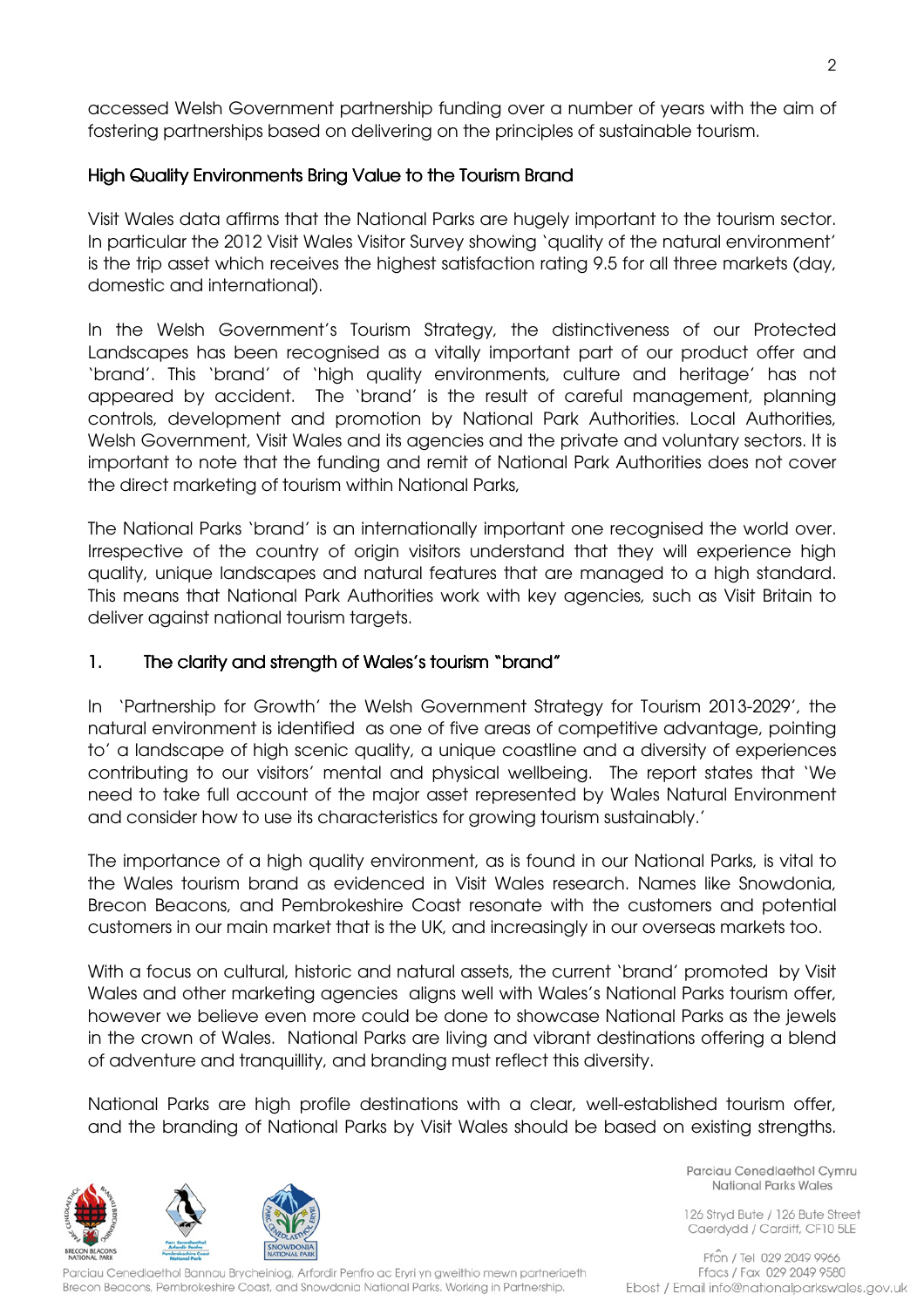accessed Welsh Government partnership funding over a number of years with the aim of fostering partnerships based on delivering on the principles of sustainable tourism.

## High Quality Environments Bring Value to the Tourism Brand

Visit Wales data affirms that the National Parks are hugely important to the tourism sector. In particular the 2012 Visit Wales Visitor Survey showing 'quality of the natural environment' is the trip asset which receives the highest satisfaction rating 9.5 for all three markets (day, domestic and international).

In the Welsh Government's Tourism Strategy, the distinctiveness of our Protected Landscapes has been recognised as a vitally important part of our product offer and 'brand'. This 'brand' of 'high quality environments, culture and heritage' has not appeared by accident. The 'brand' is the result of careful management, planning controls, development and promotion by National Park Authorities. Local Authorities, Welsh Government, Visit Wales and its agencies and the private and voluntary sectors. It is important to note that the funding and remit of National Park Authorities does not cover the direct marketing of tourism within National Parks,

The National Parks 'brand' is an internationally important one recognised the world over. Irrespective of the country of origin visitors understand that they will experience high quality, unique landscapes and natural features that are managed to a high standard. This means that National Park Authorities work with key agencies, such as Visit Britain to deliver against national tourism targets.

## 1. The clarity and strength of Wales's tourism "brand"

In 'Partnership for Growth' the Welsh Government Strategy for Tourism 2013-2029', the natural environment is identified as one of five areas of competitive advantage, pointing to' a landscape of high scenic quality, a unique coastline and a diversity of experiences contributing to our visitors' mental and physical wellbeing. The report states that 'We need to take full account of the major asset represented by Wales Natural Environment and consider how to use its characteristics for growing tourism sustainably.'

The importance of a high quality environment, as is found in our National Parks, is vital to the Wales tourism brand as evidenced in Visit Wales research. Names like Snowdonia, Brecon Beacons, and Pembrokeshire Coast resonate with the customers and potential customers in our main market that is the UK, and increasingly in our overseas markets too.

With a focus on cultural, historic and natural assets, the current 'brand' promoted by Visit Wales and other marketing agencies aligns well with Wales's National Parks tourism offer, however we believe even more could be done to showcase National Parks as the jewels in the crown of Wales. National Parks are living and vibrant destinations offering a blend of adventure and tranquillity, and branding must reflect this diversity.

National Parks are high profile destinations with a clear, well-established tourism offer, and the branding of National Parks by Visit Wales should be based on existing strengths.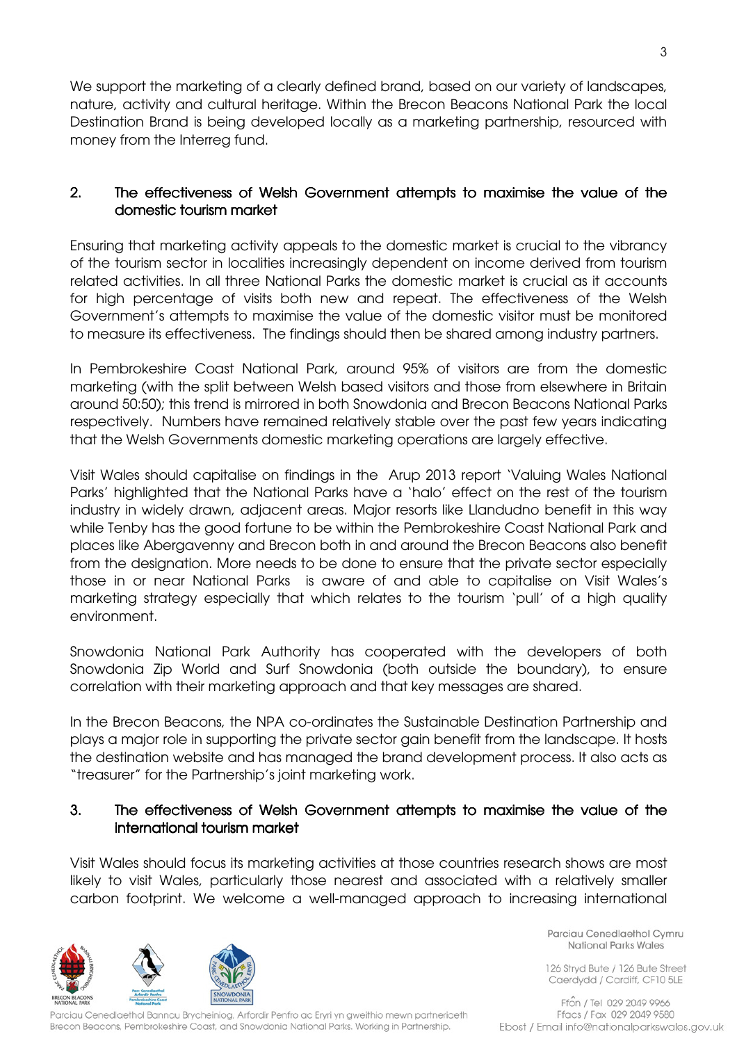We support the marketing of a clearly defined brand, based on our variety of landscapes, nature, activity and cultural heritage. Within the Brecon Beacons National Park the local Destination Brand is being developed locally as a marketing partnership, resourced with money from the Interreg fund.

## 2. The effectiveness of Welsh Government attempts to maximise the value of the domestic tourism market

Ensuring that marketing activity appeals to the domestic market is crucial to the vibrancy of the tourism sector in localities increasingly dependent on income derived from tourism related activities. In all three National Parks the domestic market is crucial as it accounts for high percentage of visits both new and repeat. The effectiveness of the Welsh Government's attempts to maximise the value of the domestic visitor must be monitored to measure its effectiveness. The findings should then be shared among industry partners.

In Pembrokeshire Coast National Park, around 95% of visitors are from the domestic marketing (with the split between Welsh based visitors and those from elsewhere in Britain around 50:50); this trend is mirrored in both Snowdonia and Brecon Beacons National Parks respectively. Numbers have remained relatively stable over the past few years indicating that the Welsh Governments domestic marketing operations are largely effective.

Visit Wales should capitalise on findings in the Arup 2013 report 'Valuing Wales National Parks' highlighted that the National Parks have a 'halo' effect on the rest of the tourism industry in widely drawn, adjacent areas. Major resorts like Llandudno benefit in this way while Tenby has the good fortune to be within the Pembrokeshire Coast National Park and places like Abergavenny and Brecon both in and around the Brecon Beacons also benefit from the designation. More needs to be done to ensure that the private sector especially those in or near National Parks is aware of and able to capitalise on Visit Wales's marketing strategy especially that which relates to the tourism 'pull' of a high quality environment.

Snowdonia National Park Authority has cooperated with the developers of both Snowdonia Zip World and Surf Snowdonia (both outside the boundary), to ensure correlation with their marketing approach and that key messages are shared.

In the Brecon Beacons, the NPA co-ordinates the Sustainable Destination Partnership and plays a major role in supporting the private sector gain benefit from the landscape. It hosts the destination website and has managed the brand development process. It also acts as "treasurer" for the Partnership's joint marketing work.

## 3. The effectiveness of Welsh Government attempts to maximise the value of the International tourism market

Visit Wales should focus its marketing activities at those countries research shows are most likely to visit Wales, particularly those nearest and associated with a relatively smaller carbon footprint. We welcome a well-managed approach to increasing international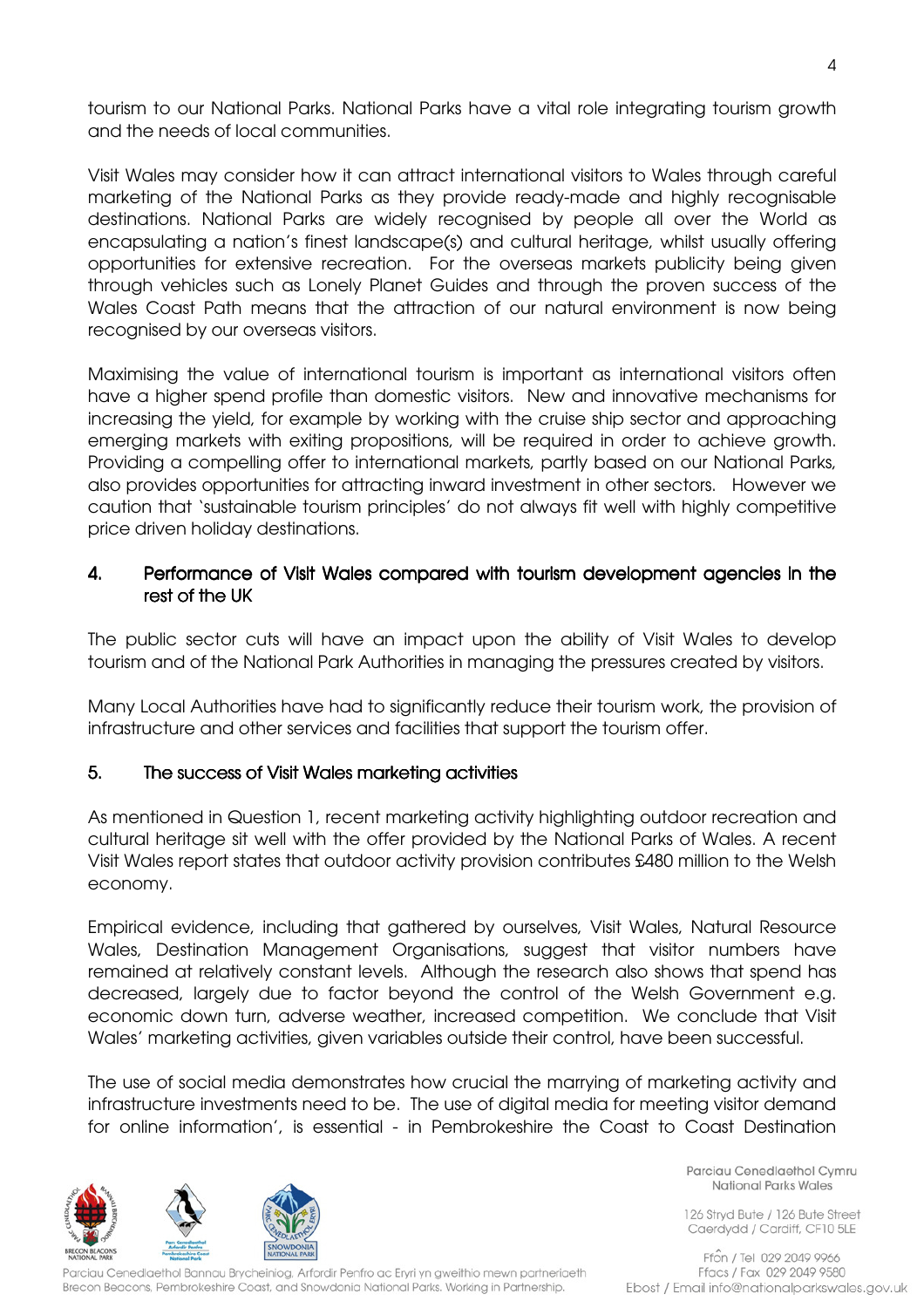tourism to our National Parks. National Parks have a vital role integrating tourism growth and the needs of local communities.

Visit Wales may consider how it can attract international visitors to Wales through careful marketing of the National Parks as they provide ready-made and highly recognisable destinations. National Parks are widely recognised by people all over the World as encapsulating a nation's finest landscape(s) and cultural heritage, whilst usually offering opportunities for extensive recreation. For the overseas markets publicity being given through vehicles such as Lonely Planet Guides and through the proven success of the Wales Coast Path means that the attraction of our natural environment is now being recognised by our overseas visitors.

Maximising the value of international tourism is important as international visitors often have a higher spend profile than domestic visitors. New and innovative mechanisms for increasing the yield, for example by working with the cruise ship sector and approaching emerging markets with exiting propositions, will be required in order to achieve growth. Providing a compelling offer to international markets, partly based on our National Parks, also provides opportunities for attracting inward investment in other sectors. However we caution that 'sustainable tourism principles' do not always fit well with highly competitive price driven holiday destinations.

## 4. Performance of Visit Wales compared with tourism development agencies in the rest of the UK

The public sector cuts will have an impact upon the ability of Visit Wales to develop tourism and of the National Park Authorities in managing the pressures created by visitors.

Many Local Authorities have had to significantly reduce their tourism work, the provision of infrastructure and other services and facilities that support the tourism offer.

## 5. The success of Visit Wales marketing activities

As mentioned in Question 1, recent marketing activity highlighting outdoor recreation and cultural heritage sit well with the offer provided by the National Parks of Wales. A recent Visit Wales report states that outdoor activity provision contributes £480 million to the Welsh economy.

Empirical evidence, including that gathered by ourselves, Visit Wales, Natural Resource Wales, Destination Management Organisations, suggest that visitor numbers have remained at relatively constant levels. Although the research also shows that spend has decreased, largely due to factor beyond the control of the Welsh Government e.g. economic down turn, adverse weather, increased competition. We conclude that Visit Wales' marketing activities, given variables outside their control, have been successful.

The use of social media demonstrates how crucial the marrying of marketing activity and infrastructure investments need to be. The use of digital media for meeting visitor demand for online information', is essential - in Pembrokeshire the Coast to Coast Destination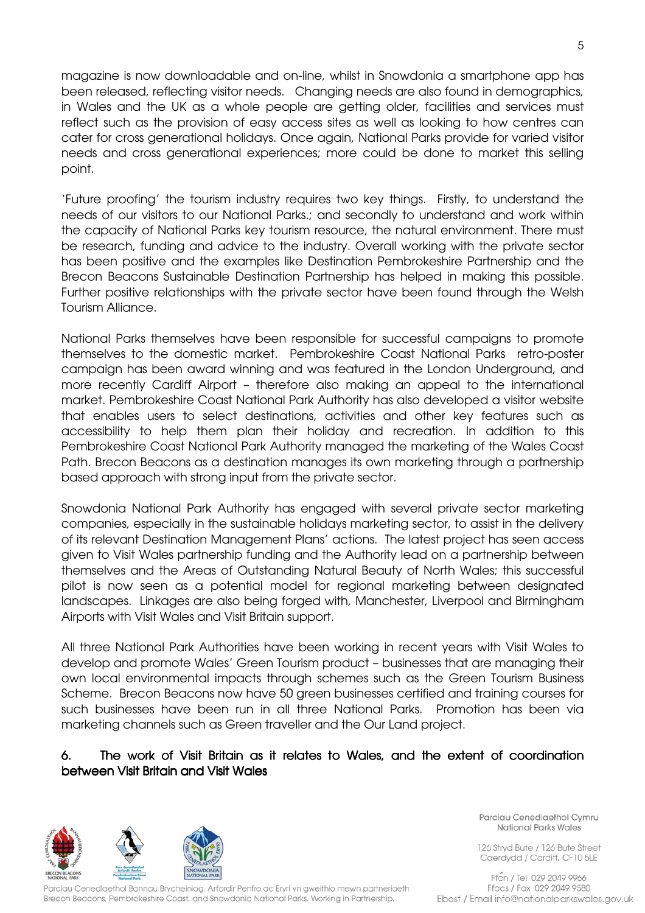magazine is now downloadable and on-line, whilst in Snowdonia a smartphone app has been released, reflecting visitor needs. Changing needs are also found in demographics, in Wales and the UK as a whole people are getting older, facilities and services must reflect such as the provision of easy access sites as well as looking to how centres can cater for cross generational holidays. Once again, National Parks provide for varied visitor needs and cross generational experiences; more could be done to market this selling point.

'Future proofing' the tourism industry requires two key things. Firstly, to understand the needs of our visitors to our National Parks.; and secondly to understand and work within the capacity of National Parks key tourism resource, the natural environment. There must be research, funding and advice to the industry. Overall working with the private sector has been positive and the examples like Destination Pembrokeshire Partnership and the Brecon Beacons Sustainable Destination Partnership has helped in making this possible. Further positive relationships with the private sector have been found through the Welsh Tourism Alliance.

National Parks themselves have been responsible for successful campaigns to promote themselves to the domestic market. Pembrokeshire Coast National Parks retro-poster campaign has been award winning and was featured in the London Underground, and more recently Cardiff Airport – therefore also making an appeal to the international market. Pembrokeshire Coast National Park Authority has also developed a visitor website that enables users to select destinations, activities and other key features such as accessibility to help them plan their holiday and recreation. In addition to this Pembrokeshire Coast National Park Authority managed the marketing of the Wales Coast Path. Brecon Beacons as a destination manages its own marketing through a partnership based approach with strong input from the private sector.

Snowdonia National Park Authority has engaged with several private sector marketing companies, especially in the sustainable holidays marketing sector, to assist in the delivery of its relevant Destination Management Plans' actions. The latest project has seen access given to Visit Wales partnership funding and the Authority lead on a partnership between themselves and the Areas of Outstanding Natural Beauty of North Wales; this successful pilot is now seen as a potential model for regional marketing between designated landscapes. Linkages are also being forged with, Manchester, Liverpool and Birmingham Airports with Visit Wales and Visit Britain support.

All three National Park Authorities have been working in recent years with Visit Wales to develop and promote Wales' Green Tourism product – businesses that are managing their own local environmental impacts through schemes such as the Green Tourism Business Scheme. Brecon Beacons now have 50 green businesses certified and training courses for such businesses have been run in all three National Parks. Promotion has been via marketing channels such as Green traveller and the Our Land project.

## 6. The work of Visit Britain as it relates to Wales, and the extent of coordination between Visit Britain and Visit Wales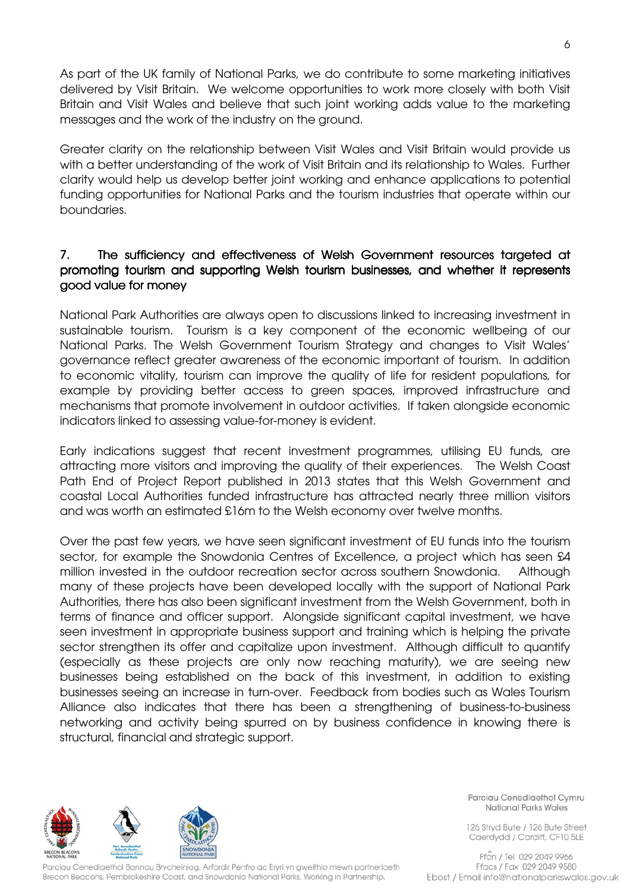As part of the UK family of National Parks, we do contribute to some marketing initiatives delivered by Visit Britain. We welcome opportunities to work more closely with both Visit Britain and Visit Wales and believe that such joint working adds value to the marketing messages and the work of the industry on the ground.

Greater clarity on the relationship between Visit Wales and Visit Britain would provide us with a better understanding of the work of Visit Britain and its relationship to Wales. Further clarity would help us develop better joint working and enhance applications to potential funding opportunities for National Parks and the tourism industries that operate within our boundaries.

## 7. The sufficiency and effectiveness of Welsh Government resources targeted at promoting tourism and supporting Welsh tourism businesses, and whether it represents good value for money

National Park Authorities are always open to discussions linked to increasing investment in sustainable tourism. Tourism is a key component of the economic wellbeing of our National Parks. The Welsh Government Tourism Strategy and changes to Visit Wales' governance reflect greater awareness of the economic important of tourism. In addition to economic vitality, tourism can improve the quality of life for resident populations, for example by providing better access to green spaces, improved infrastructure and mechanisms that promote involvement in outdoor activities. If taken alongside economic indicators linked to assessing value-for-money is evident.

Early indications suggest that recent investment programmes, utilising EU funds, are attracting more visitors and improving the quality of their experiences. The Welsh Coast Path End of Project Report published in 2013 states that this Welsh Government and coastal Local Authorities funded infrastructure has attracted nearly three million visitors and was worth an estimated £16m to the Welsh economy over twelve months.

Over the past few years, we have seen significant investment of EU funds into the tourism sector, for example the Snowdonia Centres of Excellence, a project which has seen £4 million invested in the outdoor recreation sector across southern Snowdonia. Although many of these projects have been developed locally with the support of National Park Authorities, there has also been significant investment from the Welsh Government, both in terms of finance and officer support. Alongside significant capital investment, we have seen investment in appropriate business support and training which is helping the private sector strengthen its offer and capitalize upon investment. Although difficult to quantify (especially as these projects are only now reaching maturity), we are seeing new businesses being established on the back of this investment, in addition to existing businesses seeing an increase in turn-over. Feedback from bodies such as Wales Tourism Alliance also indicates that there has been a strengthening of business-to-business networking and activity being spurred on by business confidence in knowing there is structural, financial and strategic support.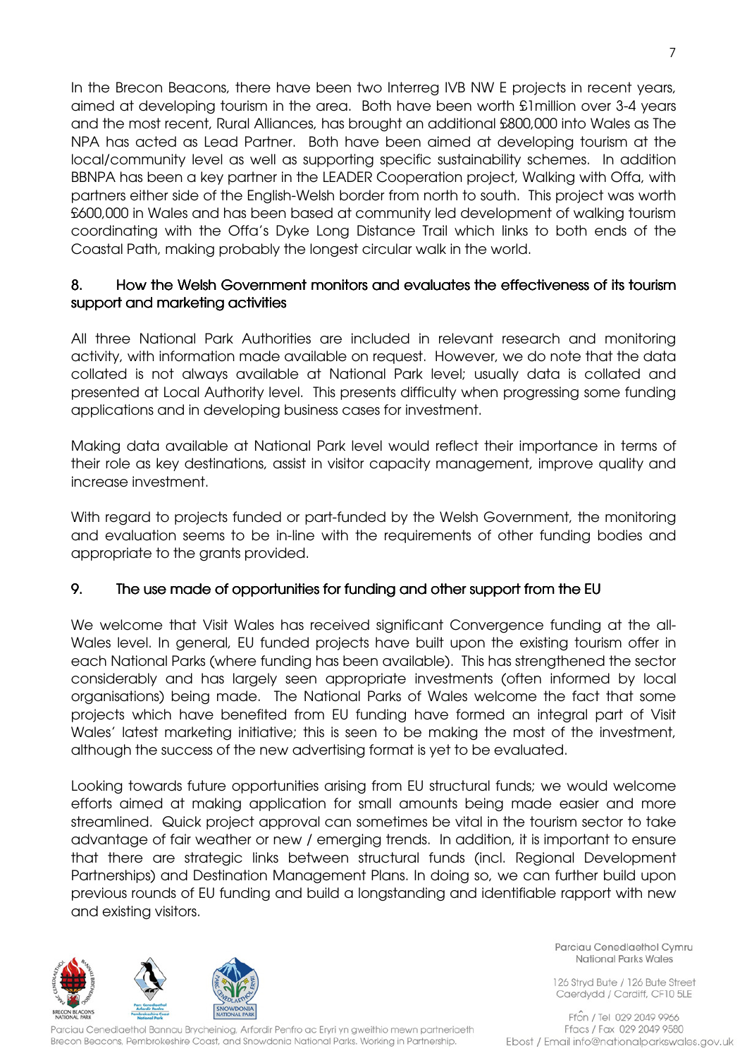In the Brecon Beacons, there have been two Interreg IVB NW E projects in recent years, aimed at developing tourism in the area. Both have been worth £1million over 3-4 years and the most recent, Rural Alliances, has brought an additional £800,000 into Wales as The NPA has acted as Lead Partner. Both have been aimed at developing tourism at the local/community level as well as supporting specific sustainability schemes. In addition BBNPA has been a key partner in the LEADER Cooperation project, Walking with Offa, with partners either side of the English-Welsh border from north to south. This project was worth £600,000 in Wales and has been based at community led development of walking tourism coordinating with the Offa's Dyke Long Distance Trail which links to both ends of the Coastal Path, making probably the longest circular walk in the world.

## 8. How the Welsh Government monitors and evaluates the effectiveness of its tourism support and marketing activities

All three National Park Authorities are included in relevant research and monitoring activity, with information made available on request. However, we do note that the data collated is not always available at National Park level; usually data is collated and presented at Local Authority level. This presents difficulty when progressing some funding applications and in developing business cases for investment.

Making data available at National Park level would reflect their importance in terms of their role as key destinations, assist in visitor capacity management, improve quality and increase investment.

With regard to projects funded or part-funded by the Welsh Government, the monitoring and evaluation seems to be in-line with the requirements of other funding bodies and appropriate to the grants provided.

## 9. The use made of opportunities for funding and other support from the EU

We welcome that Visit Wales has received significant Convergence funding at the all-Wales level. In general, EU funded projects have built upon the existing tourism offer in each National Parks (where funding has been available). This has strengthened the sector considerably and has largely seen appropriate investments (often informed by local organisations) being made. The National Parks of Wales welcome the fact that some projects which have benefited from EU funding have formed an integral part of Visit Wales' latest marketing initiative; this is seen to be making the most of the investment, although the success of the new advertising format is yet to be evaluated.

Looking towards future opportunities arising from EU structural funds; we would welcome efforts aimed at making application for small amounts being made easier and more streamlined. Quick project approval can sometimes be vital in the tourism sector to take advantage of fair weather or new / emerging trends. In addition, it is important to ensure that there are strategic links between structural funds (incl. Regional Development Partnerships) and Destination Management Plans. In doing so, we can further build upon previous rounds of EU funding and build a longstanding and identifiable rapport with new and existing visitors.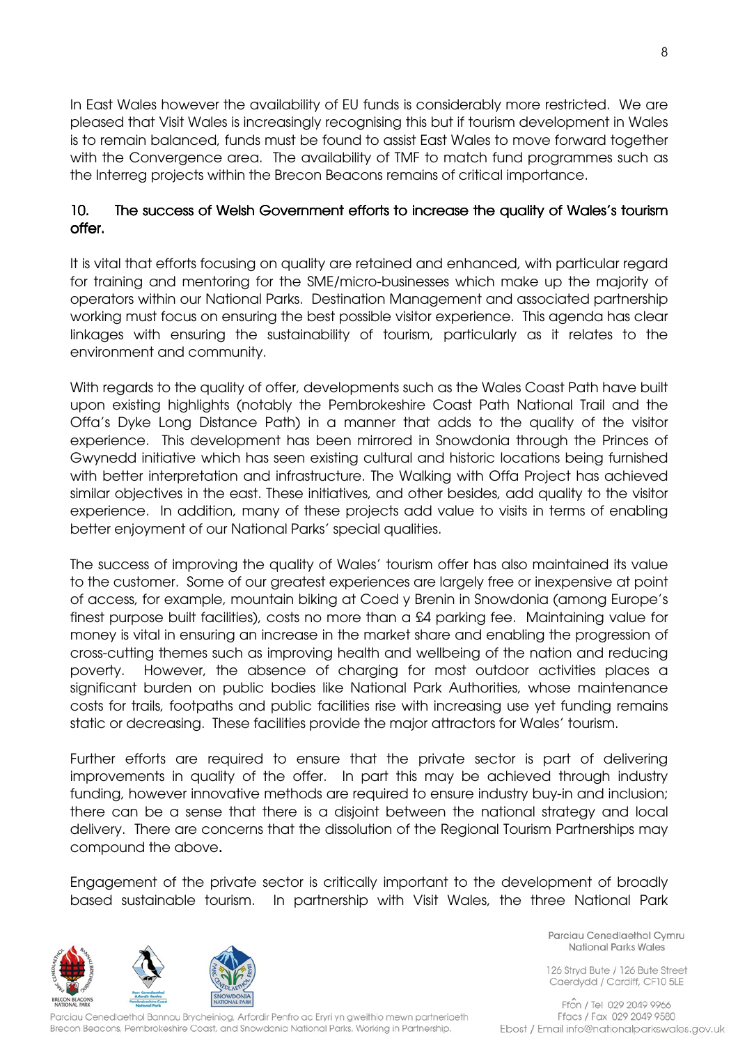In East Wales however the availability of EU funds is considerably more restricted. We are pleased that Visit Wales is increasingly recognising this but if tourism development in Wales is to remain balanced, funds must be found to assist East Wales to move forward together with the Convergence area. The availability of TMF to match fund programmes such as the Interreg projects within the Brecon Beacons remains of critical importance.

## 10. The success of Welsh Government efforts to increase the quality of Wales's tourism offer.

It is vital that efforts focusing on quality are retained and enhanced, with particular regard for training and mentoring for the SME/micro-businesses which make up the majority of operators within our National Parks. Destination Management and associated partnership working must focus on ensuring the best possible visitor experience. This agenda has clear linkages with ensuring the sustainability of tourism, particularly as it relates to the environment and community.

With regards to the quality of offer, developments such as the Wales Coast Path have built upon existing highlights (notably the Pembrokeshire Coast Path National Trail and the Offa's Dyke Long Distance Path) in a manner that adds to the quality of the visitor experience. This development has been mirrored in Snowdonia through the Princes of Gwynedd initiative which has seen existing cultural and historic locations being furnished with better interpretation and infrastructure. The Walking with Offa Project has achieved similar objectives in the east. These initiatives, and other besides, add quality to the visitor experience. In addition, many of these projects add value to visits in terms of enabling better enjoyment of our National Parks' special qualities.

The success of improving the quality of Wales' tourism offer has also maintained its value to the customer. Some of our greatest experiences are largely free or inexpensive at point of access, for example, mountain biking at Coed y Brenin in Snowdonia (among Europe's finest purpose built facilities), costs no more than a £4 parking fee. Maintaining value for money is vital in ensuring an increase in the market share and enabling the progression of cross-cutting themes such as improving health and wellbeing of the nation and reducing poverty. However, the absence of charging for most outdoor activities places a significant burden on public bodies like National Park Authorities, whose maintenance costs for trails, footpaths and public facilities rise with increasing use yet funding remains static or decreasing. These facilities provide the major attractors for Wales' tourism.

Further efforts are required to ensure that the private sector is part of delivering improvements in quality of the offer. In part this may be achieved through industry funding, however innovative methods are required to ensure industry buy-in and inclusion; there can be a sense that there is a disjoint between the national strategy and local delivery. There are concerns that the dissolution of the Regional Tourism Partnerships may compound the above.

Engagement of the private sector is critically important to the development of broadly based sustainable tourism. In partnership with Visit Wales, the three National Park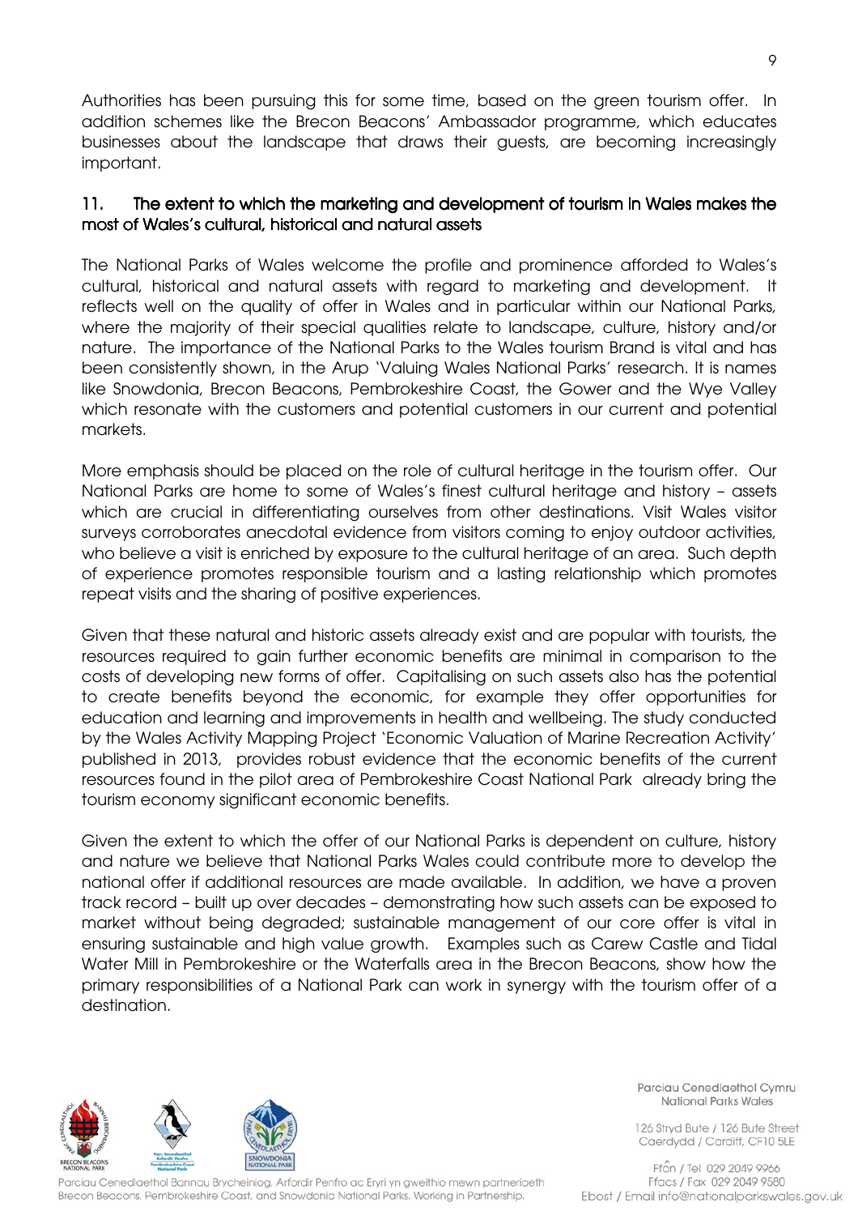Authorities has been pursuing this for some time, based on the green tourism offer. In addition schemes like the Brecon Beacons' Ambassador programme, which educates businesses about the landscape that draws their guests, are becoming increasingly important.

## 11. The extent to which the marketing and development of tourism in Wales makes the most of Wales's cultural, historical and natural assets

The National Parks of Wales welcome the profile and prominence afforded to Wales's cultural, historical and natural assets with regard to marketing and development. It reflects well on the quality of offer in Wales and in particular within our National Parks, where the majority of their special qualities relate to landscape, culture, history and/or nature. The importance of the National Parks to the Wales tourism Brand is vital and has been consistently shown, in the Arup 'Valuing Wales National Parks' research. It is names like Snowdonia, Brecon Beacons, Pembrokeshire Coast, the Gower and the Wye Valley which resonate with the customers and potential customers in our current and potential markets.

More emphasis should be placed on the role of cultural heritage in the tourism offer. Our National Parks are home to some of Wales's finest cultural heritage and history – assets which are crucial in differentiating ourselves from other destinations. Visit Wales visitor surveys corroborates anecdotal evidence from visitors coming to enjoy outdoor activities, who believe a visit is enriched by exposure to the cultural heritage of an area. Such depth of experience promotes responsible tourism and a lasting relationship which promotes repeat visits and the sharing of positive experiences.

Given that these natural and historic assets already exist and are popular with tourists, the resources required to gain further economic benefits are minimal in comparison to the costs of developing new forms of offer. Capitalising on such assets also has the potential to create benefits beyond the economic, for example they offer opportunities for education and learning and improvements in health and wellbeing. The study conducted by the Wales Activity Mapping Project 'Economic Valuation of Marine Recreation Activity' published in 2013, provides robust evidence that the economic benefits of the current resources found in the pilot area of Pembrokeshire Coast National Park already bring the tourism economy significant economic benefits.

Given the extent to which the offer of our National Parks is dependent on culture, history and nature we believe that National Parks Wales could contribute more to develop the national offer if additional resources are made available. In addition, we have a proven track record – built up over decades – demonstrating how such assets can be exposed to market without being degraded; sustainable management of our core offer is vital in ensuring sustainable and high value growth. Examples such as Carew Castle and Tidal Water Mill in Pembrokeshire or the Waterfalls area in the Brecon Beacons, show how the primary responsibilities of a National Park can work in synergy with the tourism offer of a destination.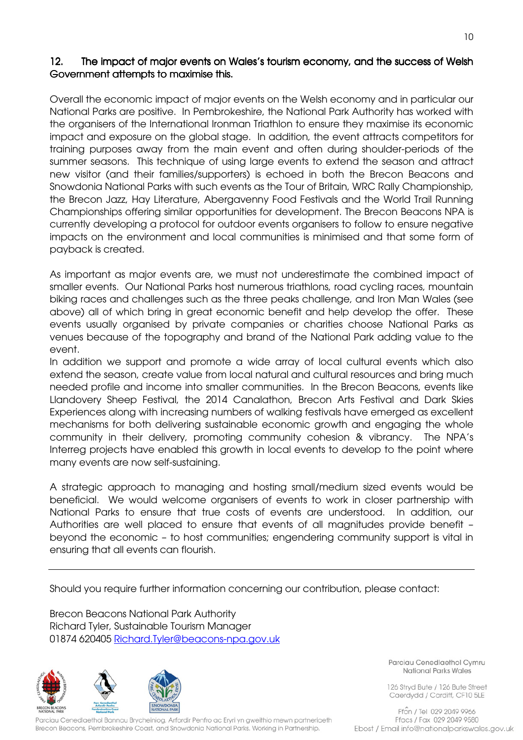## 12. The impact of major events on Wales's tourism economy, and the success of Welsh Government attempts to maximise this.

Overall the economic impact of major events on the Welsh economy and in particular our National Parks are positive. In Pembrokeshire, the National Park Authority has worked with the organisers of the International Ironman Triathlon to ensure they maximise its economic impact and exposure on the global stage. In addition, the event attracts competitors for training purposes away from the main event and often during shoulder-periods of the summer seasons. This technique of using large events to extend the season and attract new visitor (and their families/supporters) is echoed in both the Brecon Beacons and Snowdonia National Parks with such events as the Tour of Britain, WRC Rally Championship, the Brecon Jazz, Hay Literature, Abergavenny Food Festivals and the World Trail Running Championships offering similar opportunities for development. The Brecon Beacons NPA is currently developing a protocol for outdoor events organisers to follow to ensure negative impacts on the environment and local communities is minimised and that some form of payback is created.

As important as major events are, we must not underestimate the combined impact of smaller events. Our National Parks host numerous triathlons, road cycling races, mountain biking races and challenges such as the three peaks challenge, and Iron Man Wales (see above) all of which bring in great economic benefit and help develop the offer. These events usually organised by private companies or charities choose National Parks as venues because of the topography and brand of the National Park adding value to the event.

In addition we support and promote a wide array of local cultural events which also extend the season, create value from local natural and cultural resources and bring much needed profile and income into smaller communities. In the Brecon Beacons, events like Llandovery Sheep Festival, the 2014 Canalathon, Brecon Arts Festival and Dark Skies Experiences along with increasing numbers of walking festivals have emerged as excellent mechanisms for both delivering sustainable economic growth and engaging the whole community in their delivery, promoting community cohesion & vibrancy. The NPA's Interreg projects have enabled this growth in local events to develop to the point where many events are now self-sustaining.

A strategic approach to managing and hosting small/medium sized events would be beneficial. We would welcome organisers of events to work in closer partnership with National Parks to ensure that true costs of events are understood. In addition, our Authorities are well placed to ensure that events of all magnitudes provide benefit – beyond the economic – to host communities; engendering community support is vital in ensuring that all events can flourish.

---

Should you require further information concerning our contribution, please contact:

Brecon Beacons National Park Authority
Richard Tyler, Sustainable Tourism Manager
01874 620405 Richard.Tyler@beacons-npa.gov.uk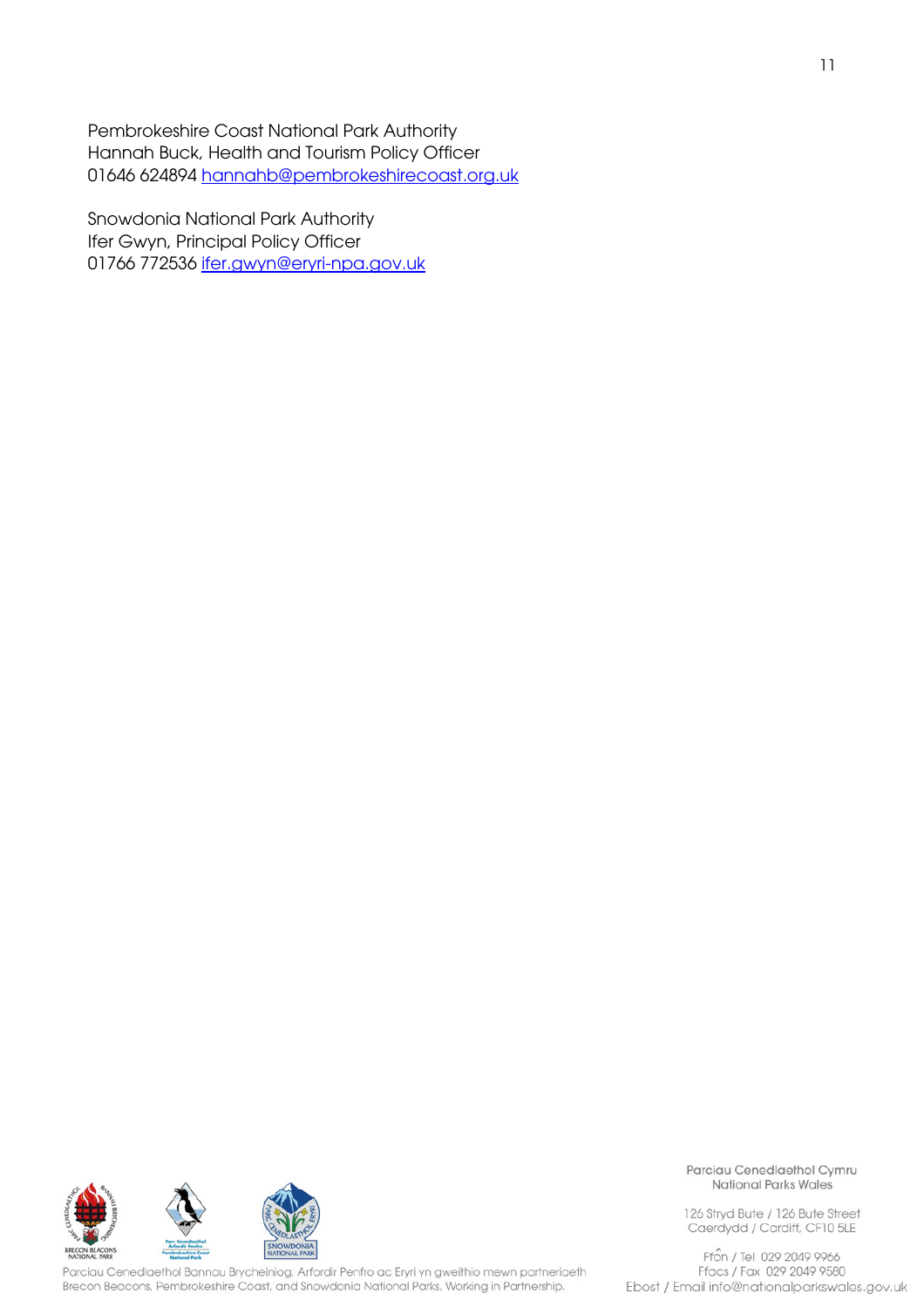Pembrokeshire Coast National Park Authority
Hannah Buck, Health and Tourism Policy Officer
01646 624894 [hannahb@pembrokeshirecoast.org.uk](mailto:hannahb@pembrokeshirecoast.org.uk)

Snowdonia National Park Authority
Ifer Gwyn, Principal Policy Officer
01766 772536 [ifer.gwyn@eryri-npa.gov.uk](mailto:ifer.gwyn@eryri-npa.gov.uk)